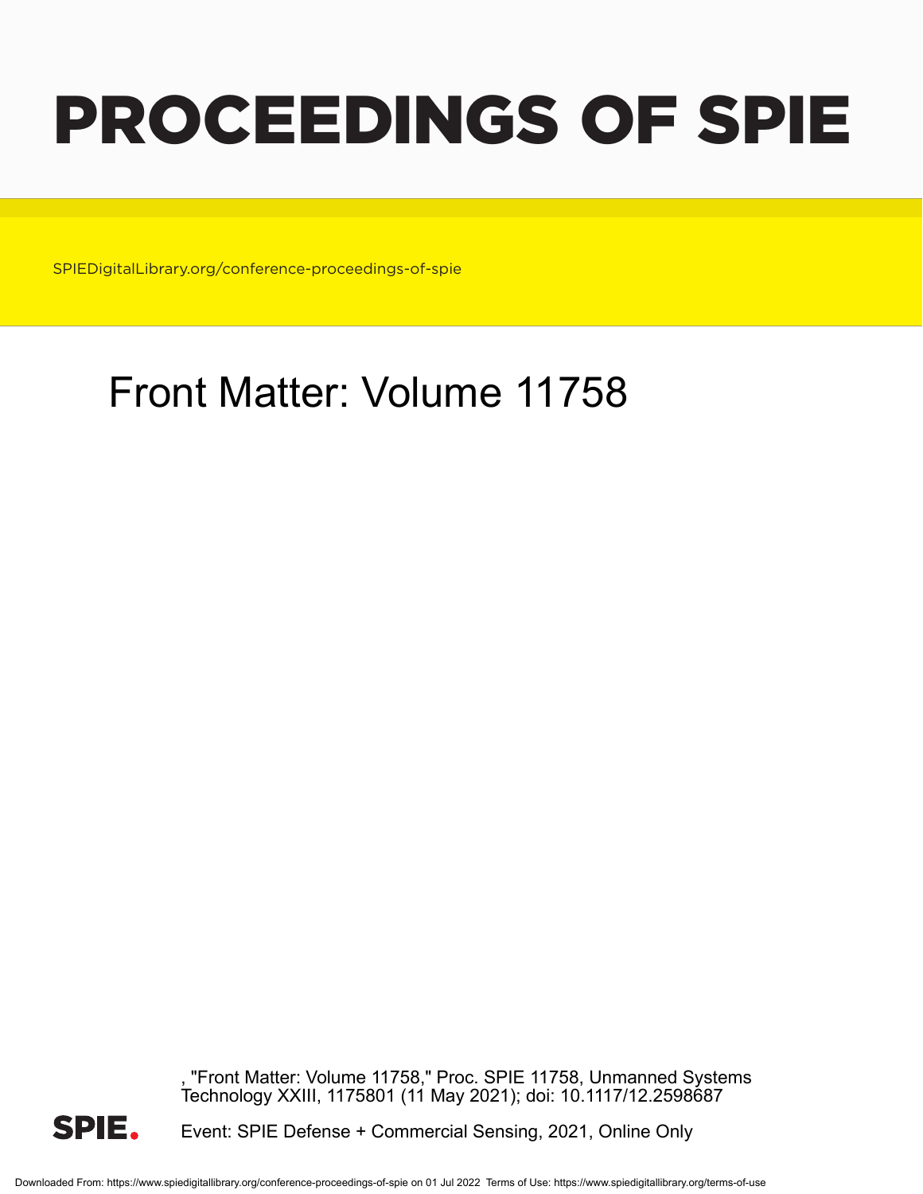# PROCEEDINGS OF SPIE

SPIEDigitalLibrary.org/conference-proceedings-of-spie

## Front Matter: Volume 11758

, "Front Matter: Volume 11758," Proc. SPIE 11758, Unmanned Systems Technology XXIII, 1175801 (11 May 2021); doi: 10.1117/12.2598687

SPIE.

Event: SPIE Defense + Commercial Sensing, 2021, Online Only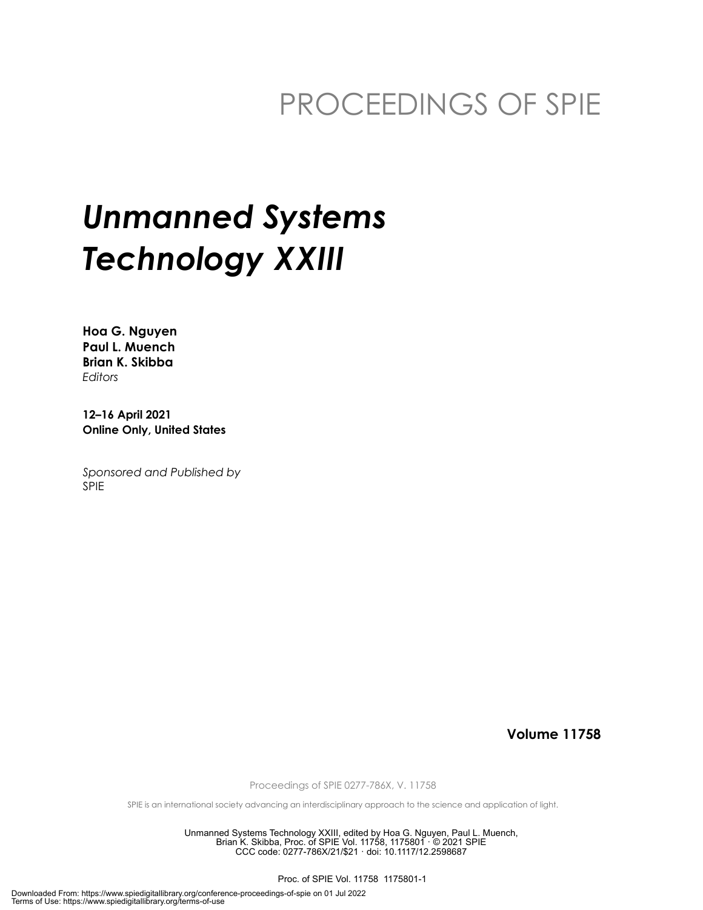# PROCEEDINGS OF SPIE

# *Unmanned Systems Technology XXIII*

**Hoa G. Nguyen**
**Paul L. Muench**
**Brian K. Skibba**
*Editors*

**12–16 April 2021**
**Online Only, United States**

*Sponsored and Published by*
SPIE

**Volume 11758**

Proceedings of SPIE 0277-786X, V. 11758

SPIE is an international society advancing an interdisciplinary approach to the science and application of light.

Unmanned Systems Technology XXIII, edited by Hoa G. Nguyen, Paul L. Muench, Brian K. Skibba, Proc. of SPIE Vol. 11758, 1175801 · © 2021 SPIE
CCC code: 0277-786X/21/$21 · doi: 10.1117/12.2598687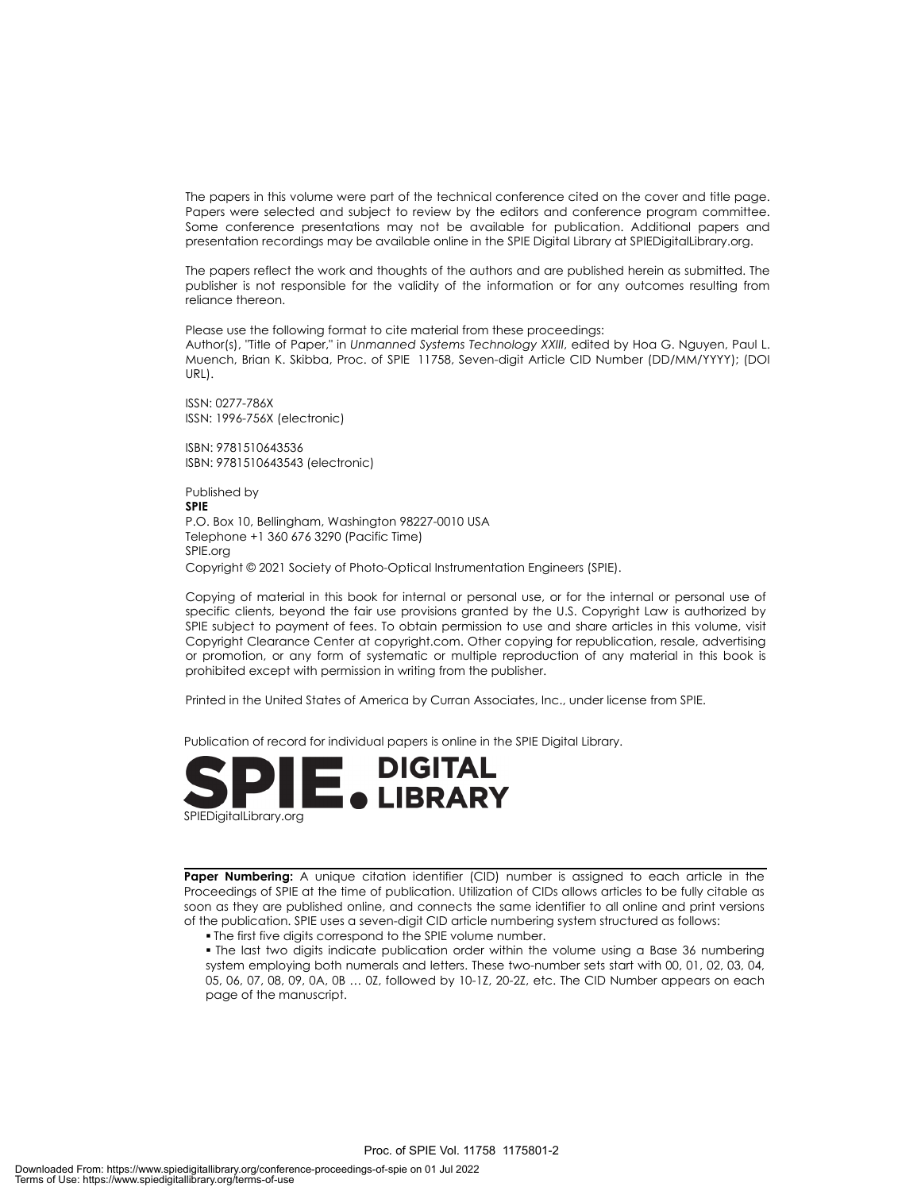The papers in this volume were part of the technical conference cited on the cover and title page. Papers were selected and subject to review by the editors and conference program committee. Some conference presentations may not be available for publication. Additional papers and presentation recordings may be available online in the SPIE Digital Library at SPIEDigitalLibrary.org.

The papers reflect the work and thoughts of the authors and are published herein as submitted. The publisher is not responsible for the validity of the information or for any outcomes resulting from reliance thereon.

Please use the following format to cite material from these proceedings:
Author(s), "Title of Paper," in *Unmanned Systems Technology XXIII*, edited by Hoa G. Nguyen, Paul L. Muench, Brian K. Skibba, Proc. of SPIE 11758, Seven-digit Article CID Number (DD/MM/YYYY); (DOI URL).

ISSN: 0277-786X
ISSN: 1996-756X (electronic)

ISBN: 9781510643536
ISBN: 9781510643543 (electronic)

Published by
**SPIE**
P.O. Box 10, Bellingham, Washington 98227-0010 USA
Telephone +1 360 676 3290 (Pacific Time)
SPIE.org
Copyright © 2021 Society of Photo-Optical Instrumentation Engineers (SPIE).

Copying of material in this book for internal or personal use, or for the internal or personal use of specific clients, beyond the fair use provisions granted by the U.S. Copyright Law is authorized by SPIE subject to payment of fees. To obtain permission to use and share articles in this volume, visit Copyright Clearance Center at copyright.com. Other copying for republication, resale, advertising or promotion, or any form of systematic or multiple reproduction of any material in this book is prohibited except with permission in writing from the publisher.

Printed in the United States of America by Curran Associates, Inc., under license from SPIE.

Publication of record for individual papers is online in the SPIE Digital Library.

SPIE. DIGITAL LIBRARY
SPIEDigitalLibrary.org

---

**Paper Numbering:** A unique citation identifier (CID) number is assigned to each article in the Proceedings of SPIE at the time of publication. Utilization of CIDs allows articles to be fully citable as soon as they are published online, and connects the same identifier to all online and print versions of the publication. SPIE uses a seven-digit CID article numbering system structured as follows:

- The first five digits correspond to the SPIE volume number.
- The last two digits indicate publication order within the volume using a Base 36 numbering system employing both numerals and letters. These two-number sets start with 00, 01, 02, 03, 04, 05, 06, 07, 08, 09, 0A, 0B … 0Z, followed by 10-1Z, 20-2Z, etc. The CID Number appears on each page of the manuscript.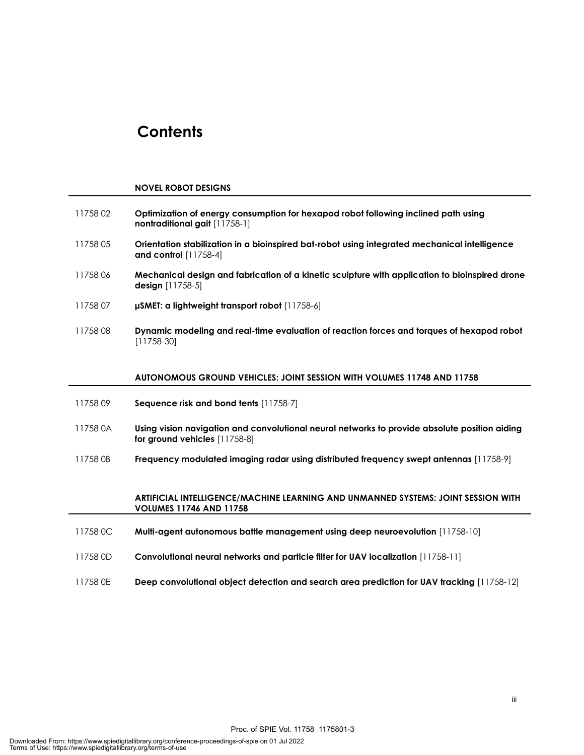# Contents

### NOVEL ROBOT DESIGNS

11758 02 **Optimization of energy consumption for hexapod robot following inclined path using nontraditional gait** [11758-1]

11758 05 **Orientation stabilization in a bioinspired bat-robot using integrated mechanical intelligence and control** [11758-4]

11758 06 **Mechanical design and fabrication of a kinetic sculpture with application to bioinspired drone design** [11758-5]

11758 07 **μSMET: a lightweight transport robot** [11758-6]

11758 08 **Dynamic modeling and real-time evaluation of reaction forces and torques of hexapod robot** [11758-30]

### AUTONOMOUS GROUND VEHICLES: JOINT SESSION WITH VOLUMES 11748 AND 11758

11758 09 **Sequence risk and bond tents** [11758-7]

11758 0A **Using vision navigation and convolutional neural networks to provide absolute position aiding for ground vehicles** [11758-8]

11758 0B **Frequency modulated imaging radar using distributed frequency swept antennas** [11758-9]

### ARTIFICIAL INTELLIGENCE/MACHINE LEARNING AND UNMANNED SYSTEMS: JOINT SESSION WITH VOLUMES 11746 AND 11758

11758 0C **Multi-agent autonomous battle management using deep neuroevolution** [11758-10]

11758 0D **Convolutional neural networks and particle filter for UAV localization** [11758-11]

11758 0E **Deep convolutional object detection and search area prediction for UAV tracking** [11758-12]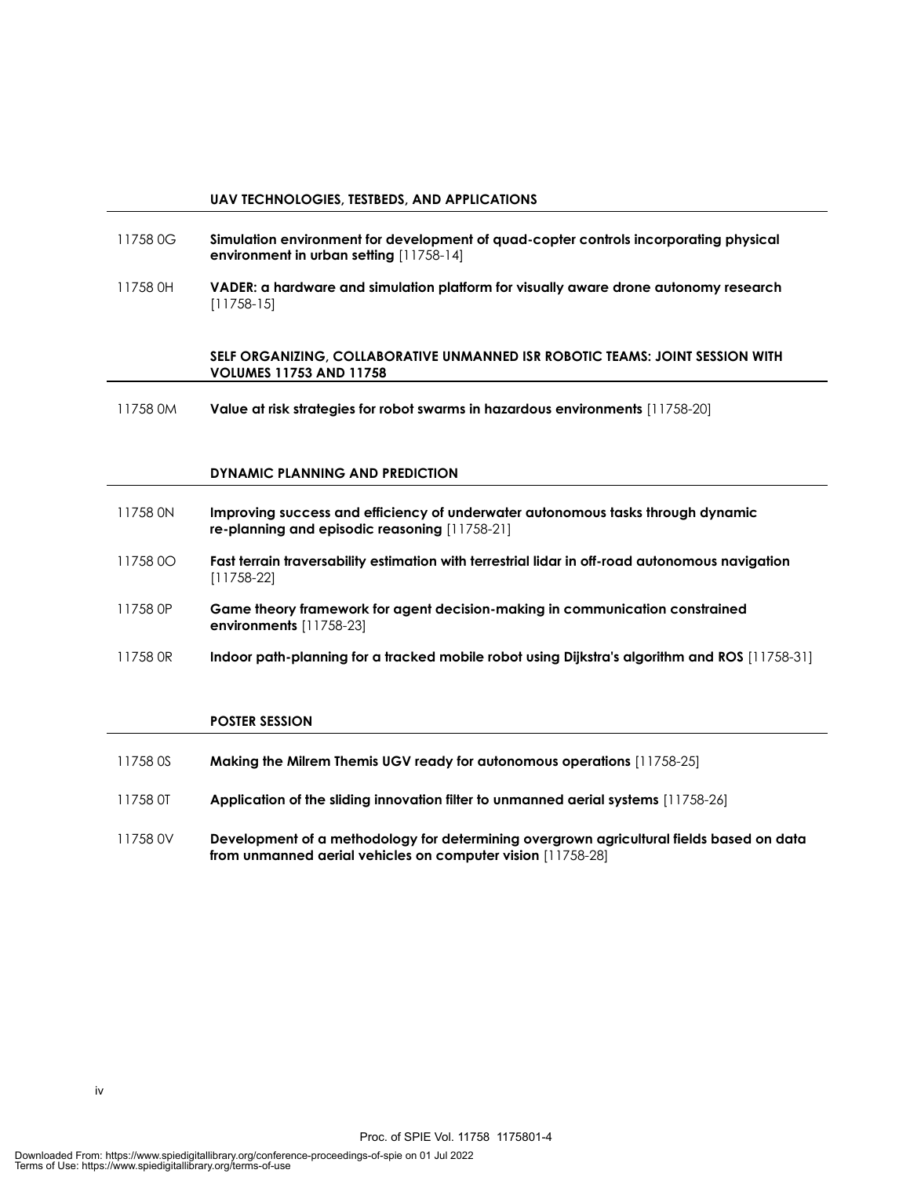## UAV TECHNOLOGIES, TESTBEDS, AND APPLICATIONS

11758 0G **Simulation environment for development of quad-copter controls incorporating physical environment in urban setting** [11758-14]

11758 0H **VADER: a hardware and simulation platform for visually aware drone autonomy research** [11758-15]

## SELF ORGANIZING, COLLABORATIVE UNMANNED ISR ROBOTIC TEAMS: JOINT SESSION WITH VOLUMES 11753 AND 11758

11758 0M **Value at risk strategies for robot swarms in hazardous environments** [11758-20]

## DYNAMIC PLANNING AND PREDICTION

11758 0N **Improving success and efficiency of underwater autonomous tasks through dynamic re-planning and episodic reasoning** [11758-21]

11758 0O **Fast terrain traversability estimation with terrestrial lidar in off-road autonomous navigation** [11758-22]

11758 0P **Game theory framework for agent decision-making in communication constrained environments** [11758-23]

11758 0R **Indoor path-planning for a tracked mobile robot using Dijkstra's algorithm and ROS** [11758-31]

## POSTER SESSION

11758 0S **Making the Milrem Themis UGV ready for autonomous operations** [11758-25]

11758 0T **Application of the sliding innovation filter to unmanned aerial systems** [11758-26]

11758 0V **Development of a methodology for determining overgrown agricultural fields based on data from unmanned aerial vehicles on computer vision** [11758-28]